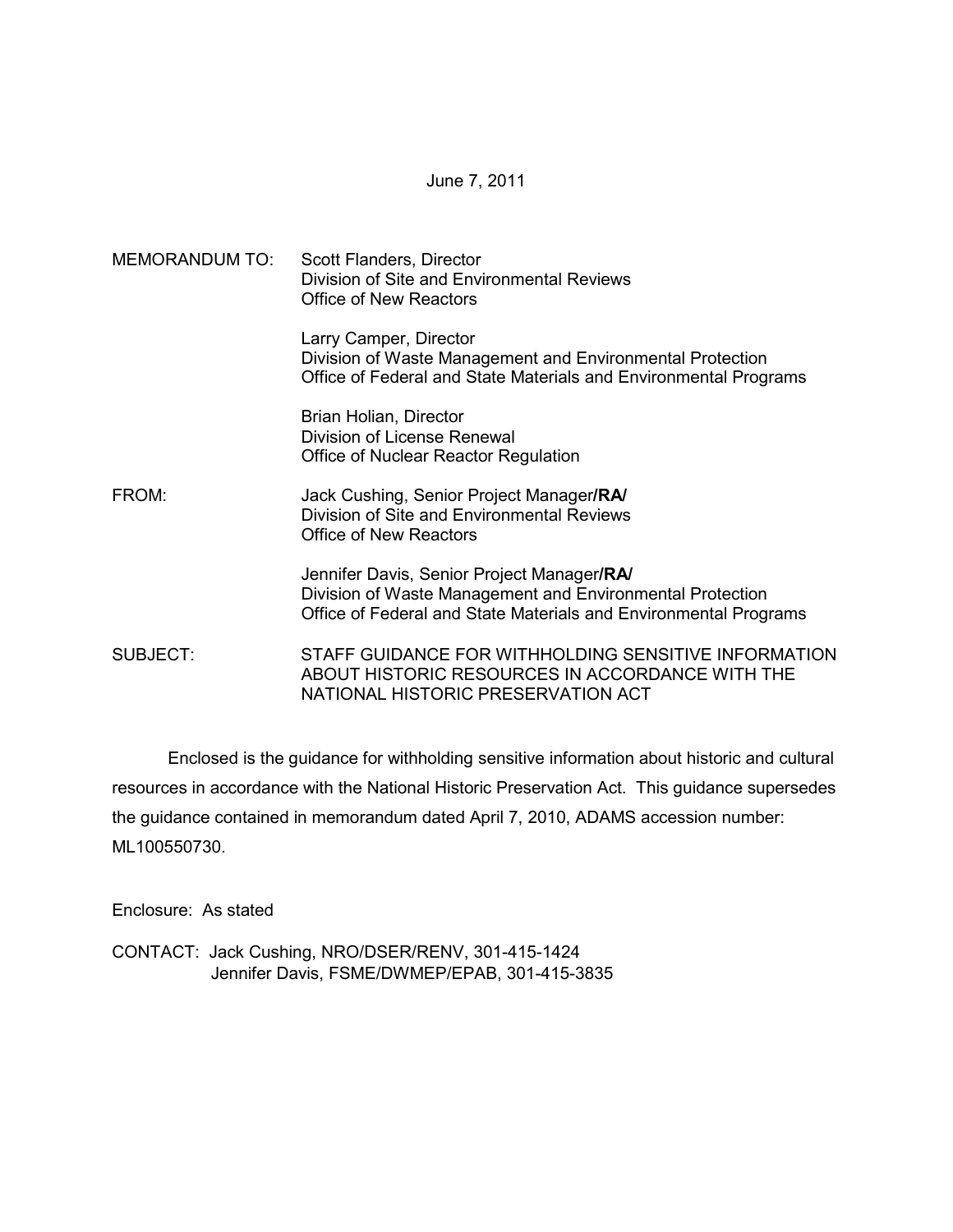June 7, 2011

MEMORANDUM TO: Scott Flanders, Director
Division of Site and Environmental Reviews
Office of New Reactors

Larry Camper, Director
Division of Waste Management and Environmental Protection
Office of Federal and State Materials and Environmental Programs

Brian Holian, Director
Division of License Renewal
Office of Nuclear Reactor Regulation

FROM: Jack Cushing, Senior Project Manager **/RA/**
Division of Site and Environmental Reviews
Office of New Reactors

Jennifer Davis, Senior Project Manager **/RA/**
Division of Waste Management and Environmental Protection
Office of Federal and State Materials and Environmental Programs

SUBJECT: STAFF GUIDANCE FOR WITHHOLDING SENSITIVE INFORMATION ABOUT HISTORIC RESOURCES IN ACCORDANCE WITH THE NATIONAL HISTORIC PRESERVATION ACT

Enclosed is the guidance for withholding sensitive information about historic and cultural resources in accordance with the National Historic Preservation Act. This guidance supersedes the guidance contained in memorandum dated April 7, 2010, ADAMS accession number: ML100550730.

Enclosure: As stated

CONTACT: Jack Cushing, NRO/DSER/RENV, 301-415-1424
Jennifer Davis, FSME/DWMEP/EPAB, 301-415-3835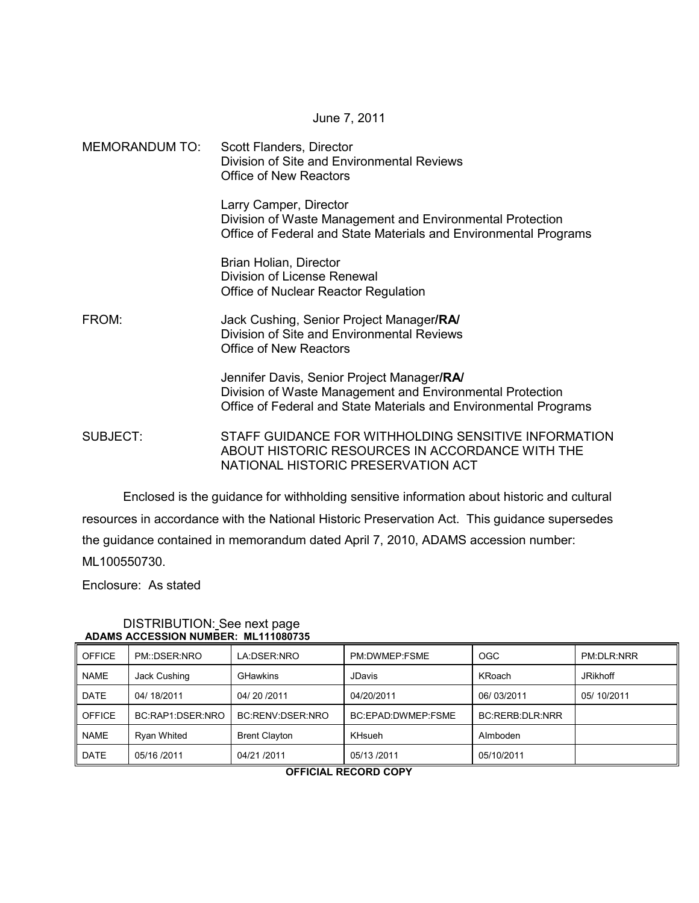June 7, 2011

MEMORANDUM TO: Scott Flanders, Director
Division of Site and Environmental Reviews
Office of New Reactors

Larry Camper, Director
Division of Waste Management and Environmental Protection
Office of Federal and State Materials and Environmental Programs

Brian Holian, Director
Division of License Renewal
Office of Nuclear Reactor Regulation

FROM: Jack Cushing, Senior Project Manager**/RA/**
Division of Site and Environmental Reviews
Office of New Reactors

Jennifer Davis, Senior Project Manager**/RA/**
Division of Waste Management and Environmental Protection
Office of Federal and State Materials and Environmental Programs

SUBJECT: STAFF GUIDANCE FOR WITHHOLDING SENSITIVE INFORMATION ABOUT HISTORIC RESOURCES IN ACCORDANCE WITH THE NATIONAL HISTORIC PRESERVATION ACT

Enclosed is the guidance for withholding sensitive information about historic and cultural resources in accordance with the National Historic Preservation Act. This guidance supersedes the guidance contained in memorandum dated April 7, 2010, ADAMS accession number: ML100550730.

Enclosure: As stated

DISTRIBUTION: See next page

**ADAMS ACCESSION NUMBER: ML111080735**

| OFFICE | PM::DSER:NRO | LA:DSER:NRO | PM:DWMEP:FSME | OGC | PM:DLR:NRR |
|---|---|---|---|---|---|
| NAME | Jack Cushing | GHawkins | JDavis | KRoach | JRikhoff |
| DATE | 04/ 18/2011 | 04/ 20 /2011 | 04/20/2011 | 06/ 03/2011 | 05/ 10/2011 |
| OFFICE | BC:RAP1:DSER:NRO | BC:RENV:DSER:NRO | BC:EPAD:DWMEP:FSME | BC:RERB:DLR:NRR | |
| NAME | Ryan Whited | Brent Clayton | KHsueh | AImboden | |
| DATE | 05/16 /2011 | 04/21 /2011 | 05/13 /2011 | 05/10/2011 | |

**OFFICIAL RECORD COPY**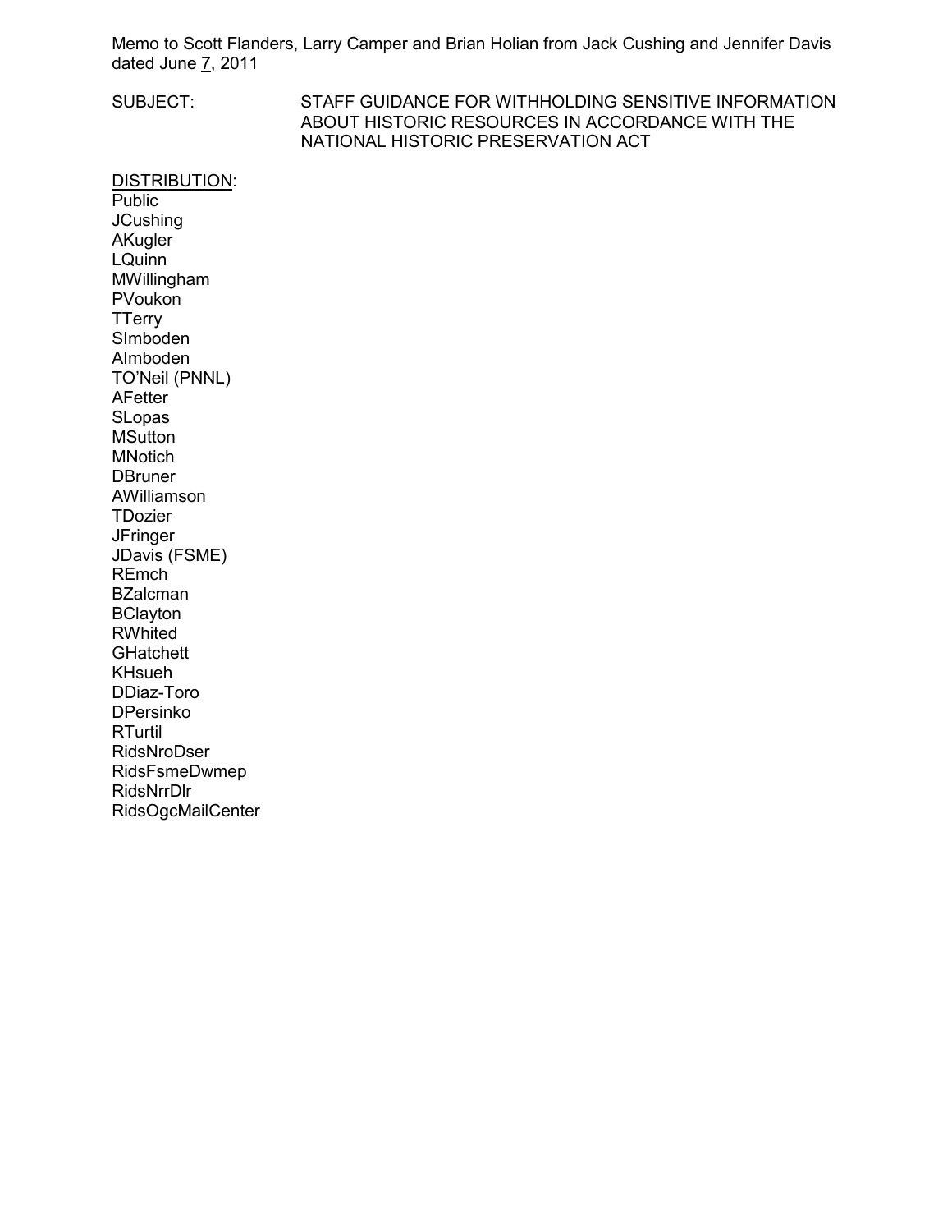Memo to Scott Flanders, Larry Camper and Brian Holian from Jack Cushing and Jennifer Davis dated June 7, 2011

SUBJECT: STAFF GUIDANCE FOR WITHHOLDING SENSITIVE INFORMATION ABOUT HISTORIC RESOURCES IN ACCORDANCE WITH THE NATIONAL HISTORIC PRESERVATION ACT

DISTRIBUTION:
Public
JCushing
AKugler
LQuinn
MWillingham
PVoukon
TTerry
SImboden
AImboden
TO'Neil (PNNL)
AFetter
SLopas
MSutton
MNotich
DBruner
AWilliamson
TDozier
JFringer
JDavis (FSME)
REmch
BZalcman
BClayton
RWhited
GHatchett
KHsueh
DDiaz-Toro
DPersinko
RTurtil
RidsNroDser
RidsFsmeDwmep
RidsNrrDlr
RidsOgcMailCenter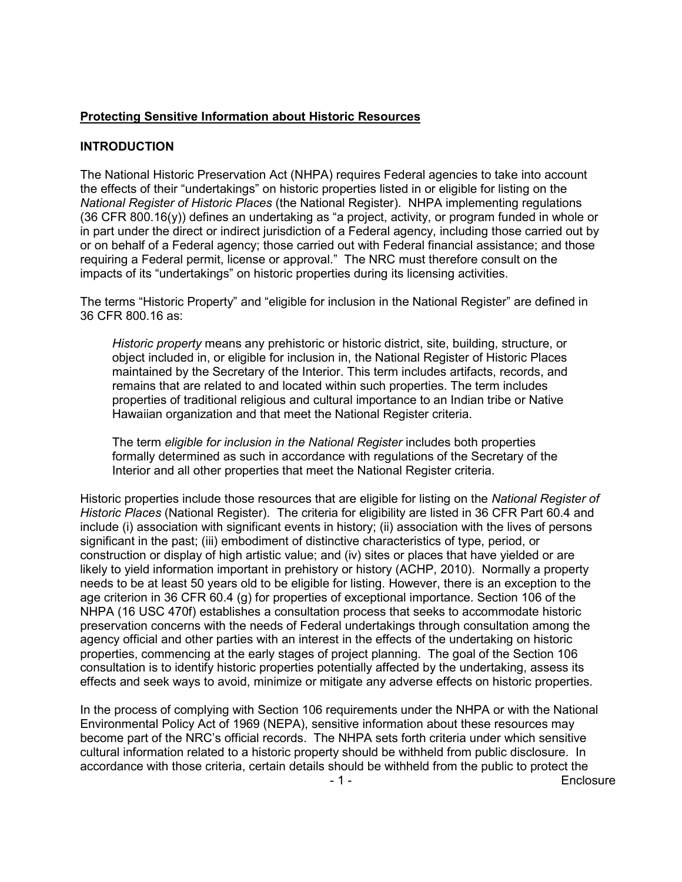**Protecting Sensitive Information about Historic Resources**

**INTRODUCTION**

The National Historic Preservation Act (NHPA) requires Federal agencies to take into account the effects of their "undertakings" on historic properties listed in or eligible for listing on the *National Register of Historic Places* (the National Register). NHPA implementing regulations (36 CFR 800.16(y)) defines an undertaking as "a project, activity, or program funded in whole or in part under the direct or indirect jurisdiction of a Federal agency, including those carried out by or on behalf of a Federal agency; those carried out with Federal financial assistance; and those requiring a Federal permit, license or approval." The NRC must therefore consult on the impacts of its "undertakings" on historic properties during its licensing activities.

The terms "Historic Property" and "eligible for inclusion in the National Register" are defined in 36 CFR 800.16 as:

> *Historic property* means any prehistoric or historic district, site, building, structure, or object included in, or eligible for inclusion in, the National Register of Historic Places maintained by the Secretary of the Interior. This term includes artifacts, records, and remains that are related to and located within such properties. The term includes properties of traditional religious and cultural importance to an Indian tribe or Native Hawaiian organization and that meet the National Register criteria.
>
> The term *eligible for inclusion in the National Register* includes both properties formally determined as such in accordance with regulations of the Secretary of the Interior and all other properties that meet the National Register criteria.

Historic properties include those resources that are eligible for listing on the *National Register of Historic Places* (National Register). The criteria for eligibility are listed in 36 CFR Part 60.4 and include (i) association with significant events in history; (ii) association with the lives of persons significant in the past; (iii) embodiment of distinctive characteristics of type, period, or construction or display of high artistic value; and (iv) sites or places that have yielded or are likely to yield information important in prehistory or history (ACHP, 2010). Normally a property needs to be at least 50 years old to be eligible for listing. However, there is an exception to the age criterion in 36 CFR 60.4 (g) for properties of exceptional importance. Section 106 of the NHPA (16 USC 470f) establishes a consultation process that seeks to accommodate historic preservation concerns with the needs of Federal undertakings through consultation among the agency official and other parties with an interest in the effects of the undertaking on historic properties, commencing at the early stages of project planning. The goal of the Section 106 consultation is to identify historic properties potentially affected by the undertaking, assess its effects and seek ways to avoid, minimize or mitigate any adverse effects on historic properties.

In the process of complying with Section 106 requirements under the NHPA or with the National Environmental Policy Act of 1969 (NEPA), sensitive information about these resources may become part of the NRC's official records. The NHPA sets forth criteria under which sensitive cultural information related to a historic property should be withheld from public disclosure. In accordance with those criteria, certain details should be withheld from the public to protect the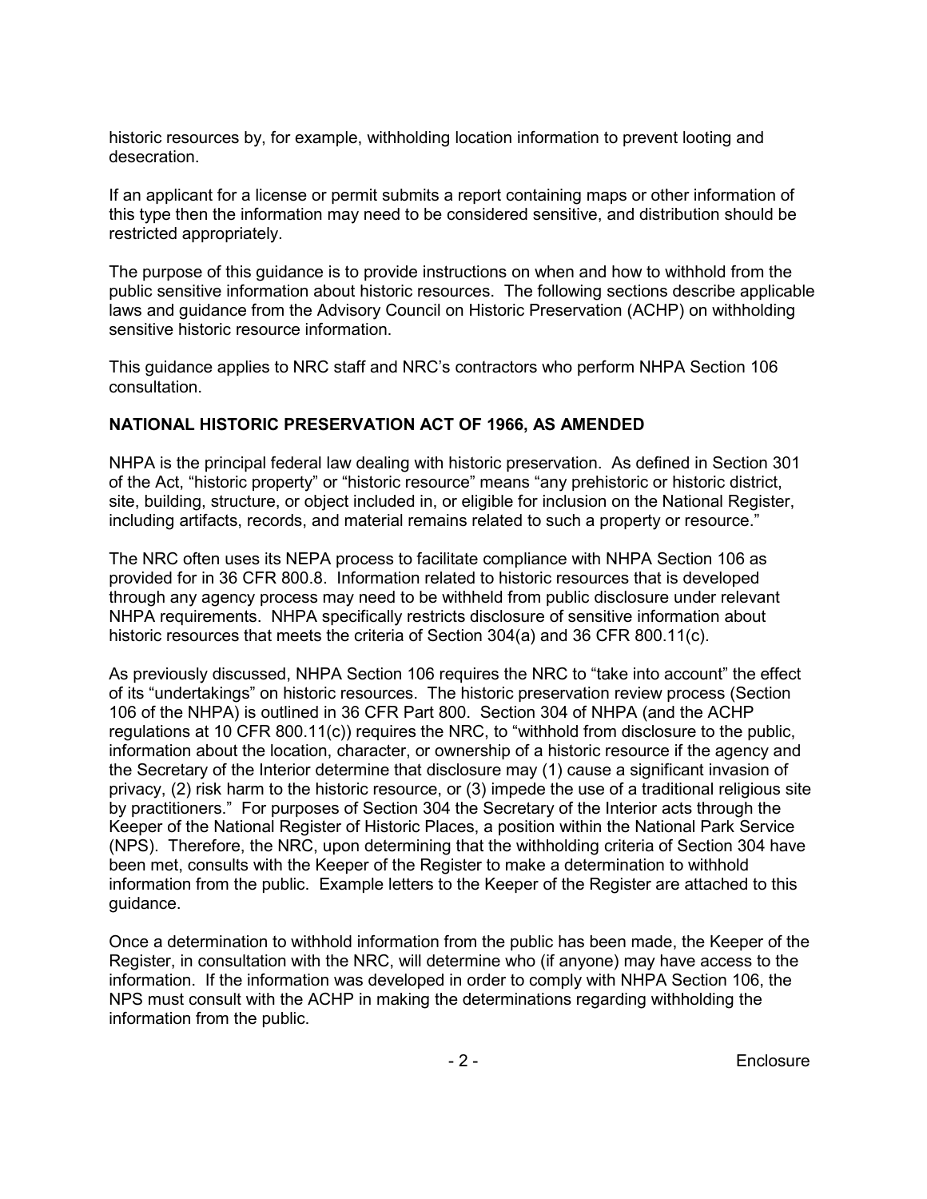historic resources by, for example, withholding location information to prevent looting and desecration.

If an applicant for a license or permit submits a report containing maps or other information of this type then the information may need to be considered sensitive, and distribution should be restricted appropriately.

The purpose of this guidance is to provide instructions on when and how to withhold from the public sensitive information about historic resources. The following sections describe applicable laws and guidance from the Advisory Council on Historic Preservation (ACHP) on withholding sensitive historic resource information.

This guidance applies to NRC staff and NRC's contractors who perform NHPA Section 106 consultation.

## NATIONAL HISTORIC PRESERVATION ACT OF 1966, AS AMENDED

NHPA is the principal federal law dealing with historic preservation. As defined in Section 301 of the Act, "historic property" or "historic resource" means "any prehistoric or historic district, site, building, structure, or object included in, or eligible for inclusion on the National Register, including artifacts, records, and material remains related to such a property or resource."

The NRC often uses its NEPA process to facilitate compliance with NHPA Section 106 as provided for in 36 CFR 800.8. Information related to historic resources that is developed through any agency process may need to be withheld from public disclosure under relevant NHPA requirements. NHPA specifically restricts disclosure of sensitive information about historic resources that meets the criteria of Section 304(a) and 36 CFR 800.11(c).

As previously discussed, NHPA Section 106 requires the NRC to "take into account" the effect of its "undertakings" on historic resources. The historic preservation review process (Section 106 of the NHPA) is outlined in 36 CFR Part 800. Section 304 of NHPA (and the ACHP regulations at 10 CFR 800.11(c)) requires the NRC, to "withhold from disclosure to the public, information about the location, character, or ownership of a historic resource if the agency and the Secretary of the Interior determine that disclosure may (1) cause a significant invasion of privacy, (2) risk harm to the historic resource, or (3) impede the use of a traditional religious site by practitioners." For purposes of Section 304 the Secretary of the Interior acts through the Keeper of the National Register of Historic Places, a position within the National Park Service (NPS). Therefore, the NRC, upon determining that the withholding criteria of Section 304 have been met, consults with the Keeper of the Register to make a determination to withhold information from the public. Example letters to the Keeper of the Register are attached to this guidance.

Once a determination to withhold information from the public has been made, the Keeper of the Register, in consultation with the NRC, will determine who (if anyone) may have access to the information. If the information was developed in order to comply with NHPA Section 106, the NPS must consult with the ACHP in making the determinations regarding withholding the information from the public.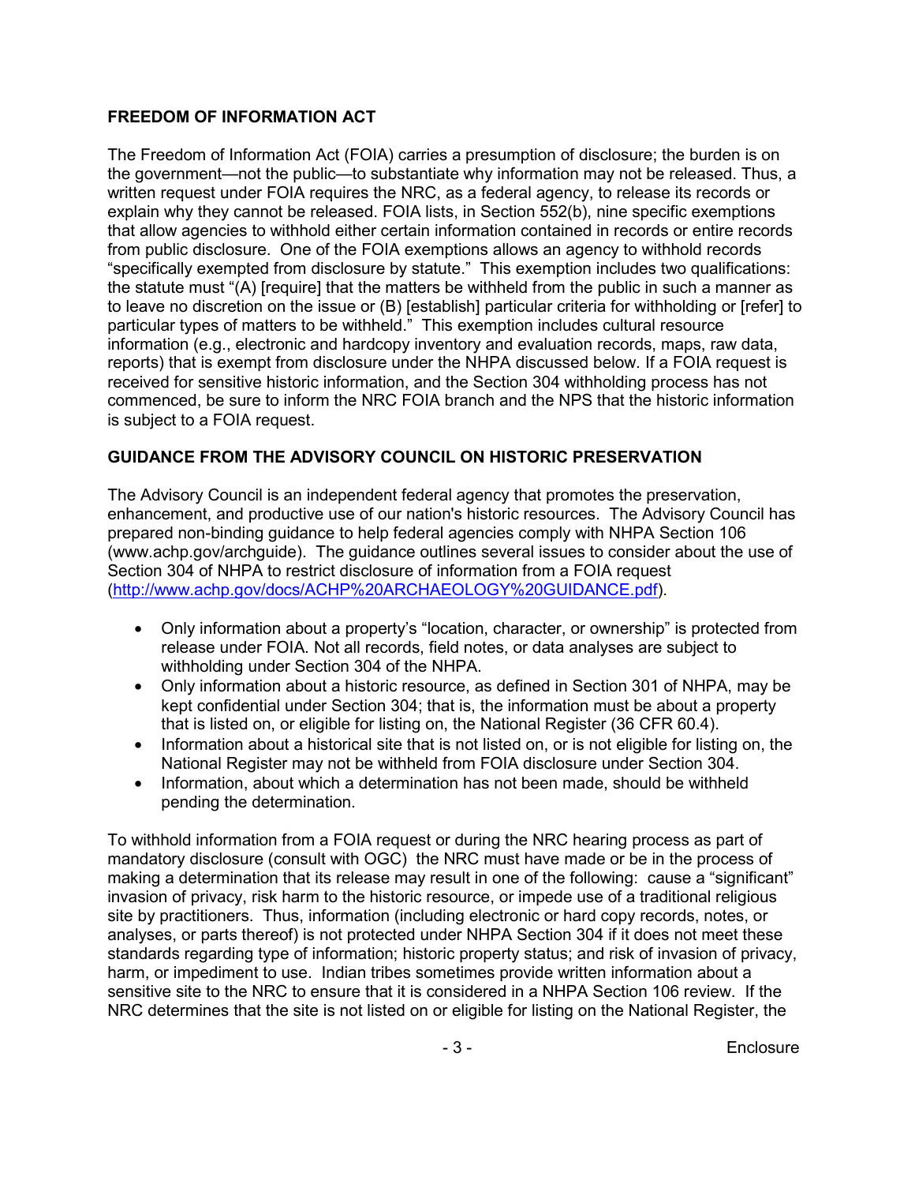## FREEDOM OF INFORMATION ACT

The Freedom of Information Act (FOIA) carries a presumption of disclosure; the burden is on the government—not the public—to substantiate why information may not be released. Thus, a written request under FOIA requires the NRC, as a federal agency, to release its records or explain why they cannot be released. FOIA lists, in Section 552(b), nine specific exemptions that allow agencies to withhold either certain information contained in records or entire records from public disclosure. One of the FOIA exemptions allows an agency to withhold records "specifically exempted from disclosure by statute." This exemption includes two qualifications: the statute must "(A) [require] that the matters be withheld from the public in such a manner as to leave no discretion on the issue or (B) [establish] particular criteria for withholding or [refer] to particular types of matters to be withheld." This exemption includes cultural resource information (e.g., electronic and hardcopy inventory and evaluation records, maps, raw data, reports) that is exempt from disclosure under the NHPA discussed below. If a FOIA request is received for sensitive historic information, and the Section 304 withholding process has not commenced, be sure to inform the NRC FOIA branch and the NPS that the historic information is subject to a FOIA request.

## GUIDANCE FROM THE ADVISORY COUNCIL ON HISTORIC PRESERVATION

The Advisory Council is an independent federal agency that promotes the preservation, enhancement, and productive use of our nation's historic resources. The Advisory Council has prepared non-binding guidance to help federal agencies comply with NHPA Section 106 (www.achp.gov/archguide). The guidance outlines several issues to consider about the use of Section 304 of NHPA to restrict disclosure of information from a FOIA request (http://www.achp.gov/docs/ACHP%20ARCHAEOLOGY%20GUIDANCE.pdf).

- Only information about a property's "location, character, or ownership" is protected from release under FOIA. Not all records, field notes, or data analyses are subject to withholding under Section 304 of the NHPA.
- Only information about a historic resource, as defined in Section 301 of NHPA, may be kept confidential under Section 304; that is, the information must be about a property that is listed on, or eligible for listing on, the National Register (36 CFR 60.4).
- Information about a historical site that is not listed on, or is not eligible for listing on, the National Register may not be withheld from FOIA disclosure under Section 304.
- Information, about which a determination has not been made, should be withheld pending the determination.

To withhold information from a FOIA request or during the NRC hearing process as part of mandatory disclosure (consult with OGC) the NRC must have made or be in the process of making a determination that its release may result in one of the following: cause a "significant" invasion of privacy, risk harm to the historic resource, or impede use of a traditional religious site by practitioners. Thus, information (including electronic or hard copy records, notes, or analyses, or parts thereof) is not protected under NHPA Section 304 if it does not meet these standards regarding type of information; historic property status; and risk of invasion of privacy, harm, or impediment to use. Indian tribes sometimes provide written information about a sensitive site to the NRC to ensure that it is considered in a NHPA Section 106 review. If the NRC determines that the site is not listed on or eligible for listing on the National Register, the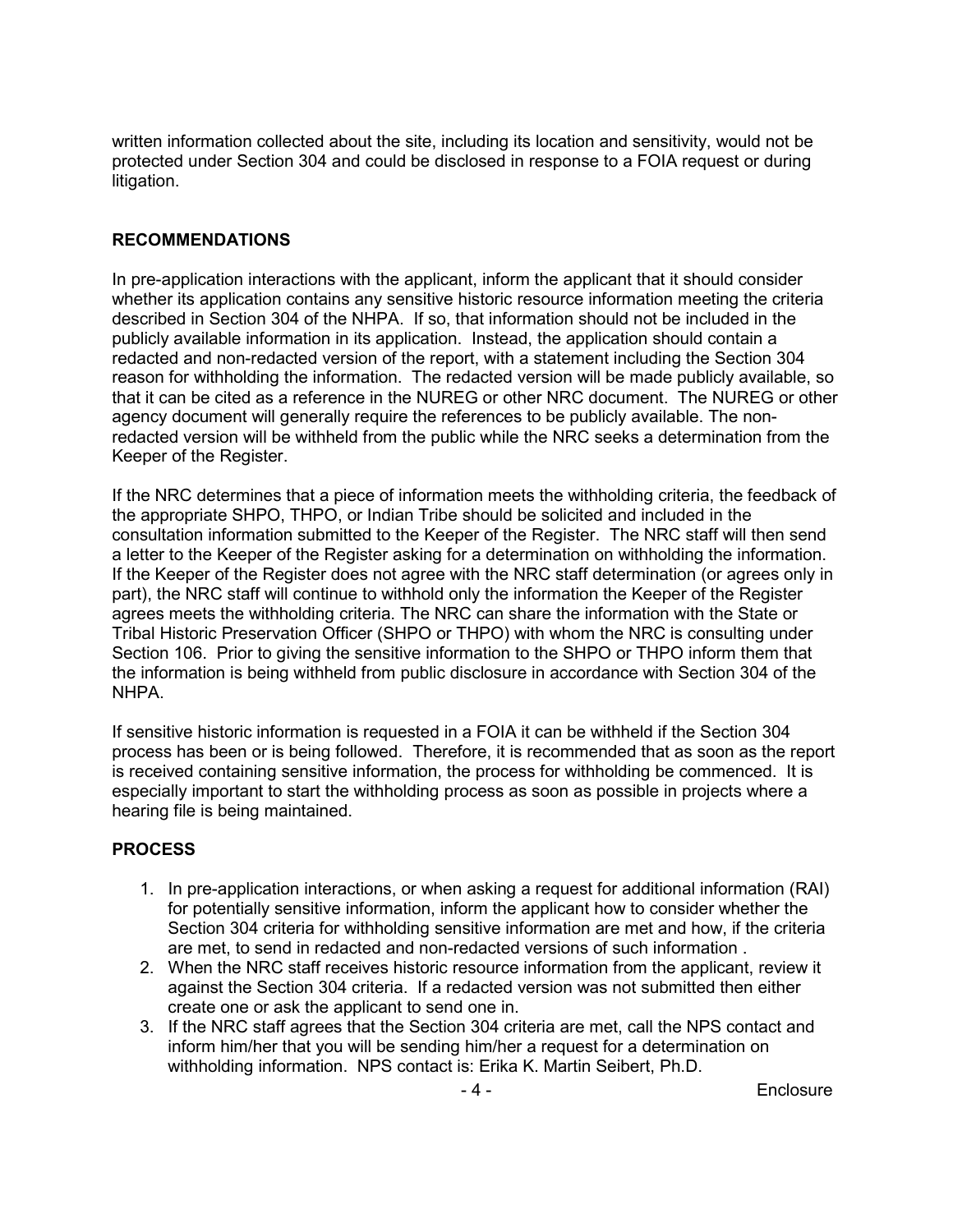written information collected about the site, including its location and sensitivity, would not be protected under Section 304 and could be disclosed in response to a FOIA request or during litigation.

## RECOMMENDATIONS

In pre-application interactions with the applicant, inform the applicant that it should consider whether its application contains any sensitive historic resource information meeting the criteria described in Section 304 of the NHPA. If so, that information should not be included in the publicly available information in its application. Instead, the application should contain a redacted and non-redacted version of the report, with a statement including the Section 304 reason for withholding the information. The redacted version will be made publicly available, so that it can be cited as a reference in the NUREG or other NRC document. The NUREG or other agency document will generally require the references to be publicly available. The non-redacted version will be withheld from the public while the NRC seeks a determination from the Keeper of the Register.

If the NRC determines that a piece of information meets the withholding criteria, the feedback of the appropriate SHPO, THPO, or Indian Tribe should be solicited and included in the consultation information submitted to the Keeper of the Register. The NRC staff will then send a letter to the Keeper of the Register asking for a determination on withholding the information. If the Keeper of the Register does not agree with the NRC staff determination (or agrees only in part), the NRC staff will continue to withhold only the information the Keeper of the Register agrees meets the withholding criteria. The NRC can share the information with the State or Tribal Historic Preservation Officer (SHPO or THPO) with whom the NRC is consulting under Section 106. Prior to giving the sensitive information to the SHPO or THPO inform them that the information is being withheld from public disclosure in accordance with Section 304 of the NHPA.

If sensitive historic information is requested in a FOIA it can be withheld if the Section 304 process has been or is being followed. Therefore, it is recommended that as soon as the report is received containing sensitive information, the process for withholding be commenced. It is especially important to start the withholding process as soon as possible in projects where a hearing file is being maintained.

## PROCESS

1. In pre-application interactions, or when asking a request for additional information (RAI) for potentially sensitive information, inform the applicant how to consider whether the Section 304 criteria for withholding sensitive information are met and how, if the criteria are met, to send in redacted and non-redacted versions of such information .
2. When the NRC staff receives historic resource information from the applicant, review it against the Section 304 criteria. If a redacted version was not submitted then either create one or ask the applicant to send one in.
3. If the NRC staff agrees that the Section 304 criteria are met, call the NPS contact and inform him/her that you will be sending him/her a request for a determination on withholding information. NPS contact is: Erika K. Martin Seibert, Ph.D.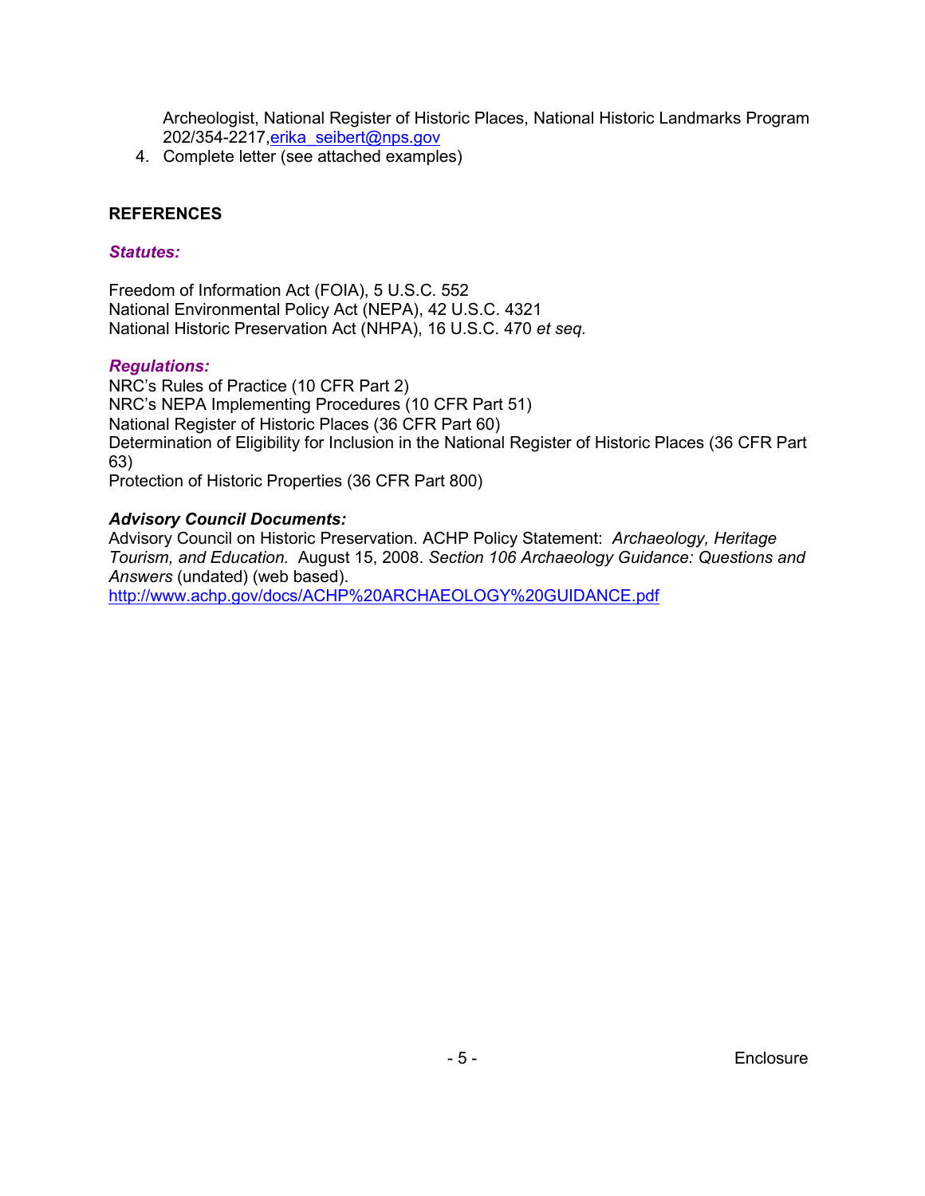Archeologist, National Register of Historic Places, National Historic Landmarks Program 202/354-2217, [erika_seibert@nps.gov](mailto:erika_seibert@nps.gov)

4. Complete letter (see attached examples)

## REFERENCES

### *Statutes:*

Freedom of Information Act (FOIA), 5 U.S.C. 552
National Environmental Policy Act (NEPA), 42 U.S.C. 4321
National Historic Preservation Act (NHPA), 16 U.S.C. 470 *et seq.*

### *Regulations:*

NRC's Rules of Practice (10 CFR Part 2)
NRC's NEPA Implementing Procedures (10 CFR Part 51)
National Register of Historic Places (36 CFR Part 60)
Determination of Eligibility for Inclusion in the National Register of Historic Places (36 CFR Part 63)
Protection of Historic Properties (36 CFR Part 800)

### *Advisory Council Documents:*

Advisory Council on Historic Preservation. ACHP Policy Statement: *Archaeology, Heritage Tourism, and Education.* August 15, 2008. *Section 106 Archaeology Guidance: Questions and Answers* (undated) (web based).
http://www.achp.gov/docs/ACHP%20ARCHAEOLOGY%20GUIDANCE.pdf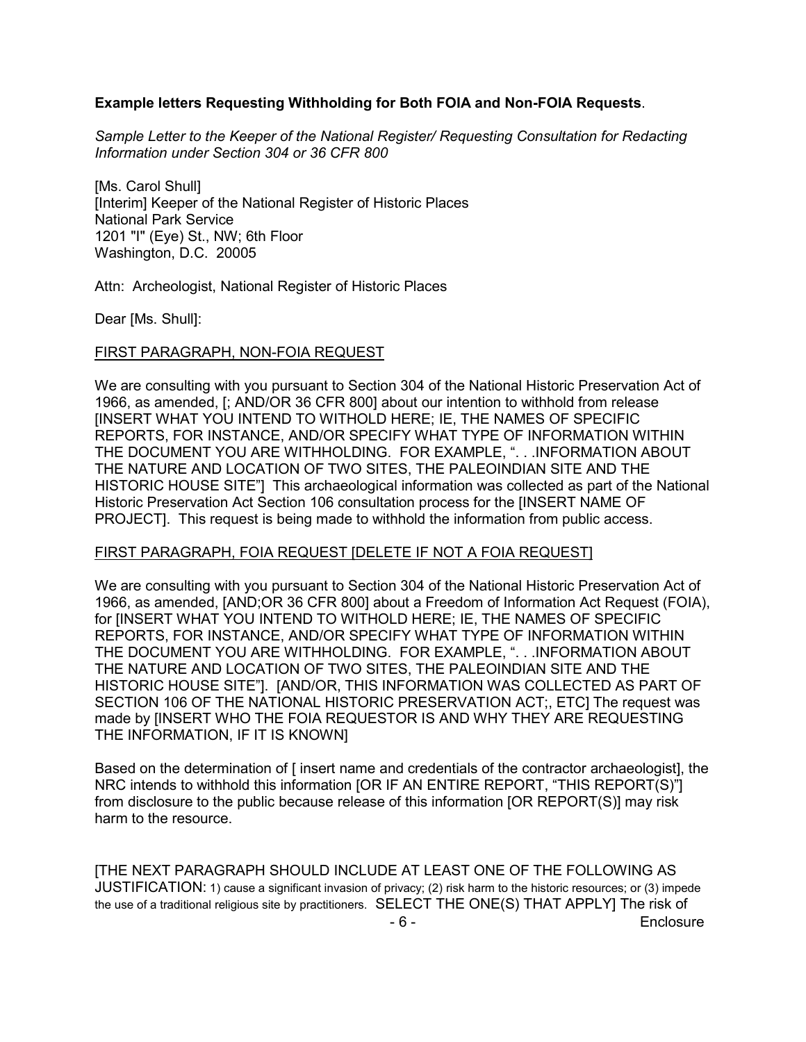**Example letters Requesting Withholding for Both FOIA and Non-FOIA Requests**.

*Sample Letter to the Keeper of the National Register/ Requesting Consultation for Redacting Information under Section 304 or 36 CFR 800*

[Ms. Carol Shull]
[Interim] Keeper of the National Register of Historic Places
National Park Service
1201 "I" (Eye) St., NW; 6th Floor
Washington, D.C. 20005

Attn: Archeologist, National Register of Historic Places

Dear [Ms. Shull]:

<u>FIRST PARAGRAPH, NON-FOIA REQUEST</u>

We are consulting with you pursuant to Section 304 of the National Historic Preservation Act of 1966, as amended, [; AND/OR 36 CFR 800] about our intention to withhold from release [INSERT WHAT YOU INTEND TO WITHOLD HERE; IE, THE NAMES OF SPECIFIC REPORTS, FOR INSTANCE, AND/OR SPECIFY WHAT TYPE OF INFORMATION WITHIN THE DOCUMENT YOU ARE WITHHOLDING. FOR EXAMPLE, ". . .INFORMATION ABOUT THE NATURE AND LOCATION OF TWO SITES, THE PALEOINDIAN SITE AND THE HISTORIC HOUSE SITE"] This archaeological information was collected as part of the National Historic Preservation Act Section 106 consultation process for the [INSERT NAME OF PROJECT]. This request is being made to withhold the information from public access.

<u>FIRST PARAGRAPH, FOIA REQUEST [DELETE IF NOT A FOIA REQUEST]</u>

We are consulting with you pursuant to Section 304 of the National Historic Preservation Act of 1966, as amended, [AND;OR 36 CFR 800] about a Freedom of Information Act Request (FOIA), for [INSERT WHAT YOU INTEND TO WITHOLD HERE; IE, THE NAMES OF SPECIFIC REPORTS, FOR INSTANCE, AND/OR SPECIFY WHAT TYPE OF INFORMATION WITHIN THE DOCUMENT YOU ARE WITHHOLDING. FOR EXAMPLE, ". . .INFORMATION ABOUT THE NATURE AND LOCATION OF TWO SITES, THE PALEOINDIAN SITE AND THE HISTORIC HOUSE SITE"]. [AND/OR, THIS INFORMATION WAS COLLECTED AS PART OF SECTION 106 OF THE NATIONAL HISTORIC PRESERVATION ACT;, ETC] The request was made by [INSERT WHO THE FOIA REQUESTOR IS AND WHY THEY ARE REQUESTING THE INFORMATION, IF IT IS KNOWN]

Based on the determination of [ insert name and credentials of the contractor archaeologist], the NRC intends to withhold this information [OR IF AN ENTIRE REPORT, "THIS REPORT(S)"] from disclosure to the public because release of this information [OR REPORT(S)] may risk harm to the resource.

[THE NEXT PARAGRAPH SHOULD INCLUDE AT LEAST ONE OF THE FOLLOWING AS JUSTIFICATION: 1) cause a significant invasion of privacy; (2) risk harm to the historic resources; or (3) impede the use of a traditional religious site by practitioners. SELECT THE ONE(S) THAT APPLY] The risk of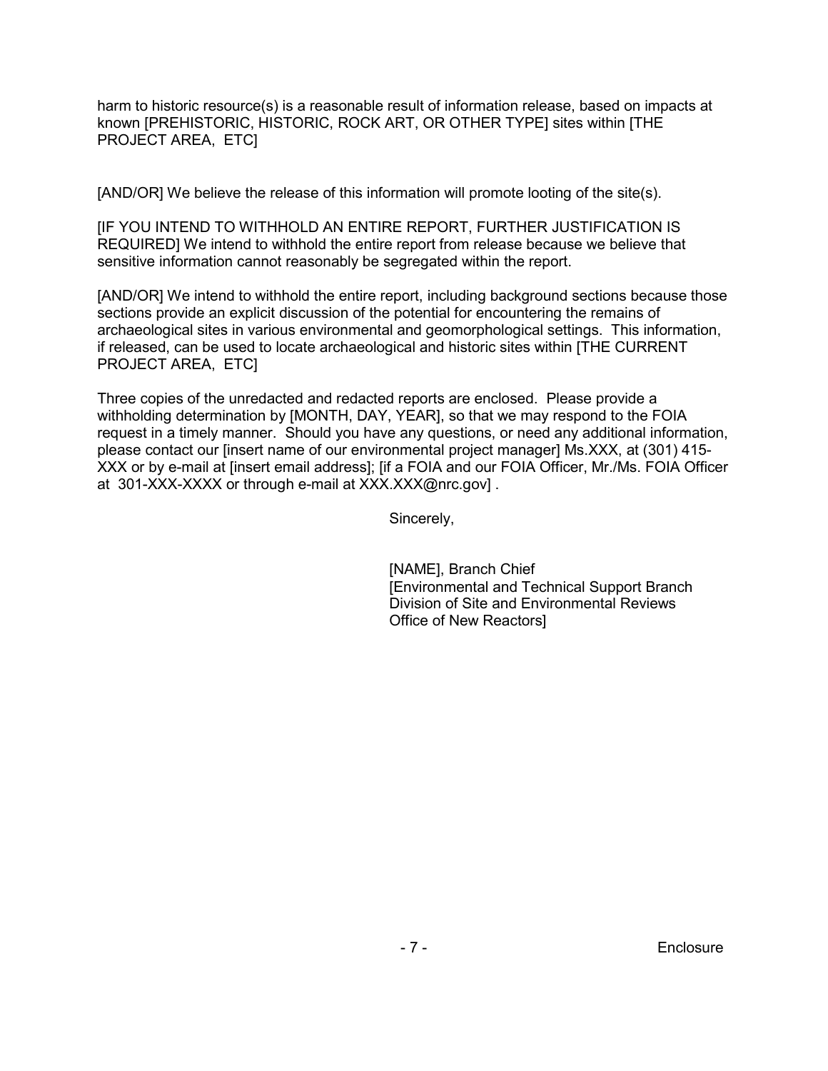harm to historic resource(s) is a reasonable result of information release, based on impacts at known [PREHISTORIC, HISTORIC, ROCK ART, OR OTHER TYPE] sites within [THE PROJECT AREA, ETC]

[AND/OR] We believe the release of this information will promote looting of the site(s).

[IF YOU INTEND TO WITHHOLD AN ENTIRE REPORT, FURTHER JUSTIFICATION IS REQUIRED] We intend to withhold the entire report from release because we believe that sensitive information cannot reasonably be segregated within the report.

[AND/OR] We intend to withhold the entire report, including background sections because those sections provide an explicit discussion of the potential for encountering the remains of archaeological sites in various environmental and geomorphological settings. This information, if released, can be used to locate archaeological and historic sites within [THE CURRENT PROJECT AREA, ETC]

Three copies of the unredacted and redacted reports are enclosed. Please provide a withholding determination by [MONTH, DAY, YEAR], so that we may respond to the FOIA request in a timely manner. Should you have any questions, or need any additional information, please contact our [insert name of our environmental project manager] Ms.XXX, at (301) 415-XXX or by e-mail at [insert email address]; [if a FOIA and our FOIA Officer, Mr./Ms. FOIA Officer at 301-XXX-XXXX or through e-mail at XXX.XXX@nrc.gov] .

Sincerely,

[NAME], Branch Chief
[Environmental and Technical Support Branch
Division of Site and Environmental Reviews
Office of New Reactors]

Enclosure